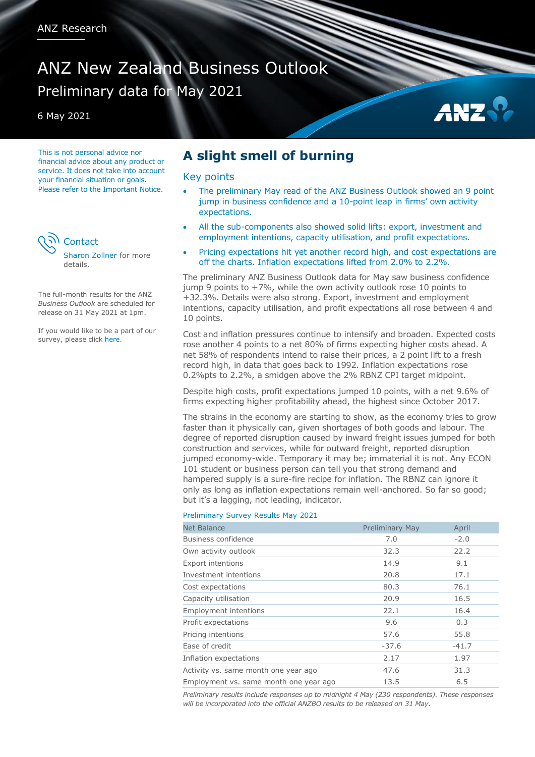ANZ Research

# ANZ New Zealand Business Outlook

Preliminary data for May 2021

6 May 2021

This is not personal advice nor financial advice about any product or service. It does not take into account your financial situation or goals. Please refer to the Important Notice.

Contact

Sharon Zollner for more details.

The full-month results for the ANZ *Business Outlook* are scheduled for release on 31 May 2021 at 1pm.

If you would like to be a part of our survey, please click here.

## A slight smell of burning

### Key points

- The preliminary May read of the ANZ Business Outlook showed an 9 point jump in business confidence and a 10-point leap in firms' own activity expectations.
- All the sub-components also showed solid lifts: export, investment and employment intentions, capacity utilisation, and profit expectations.
- Pricing expectations hit yet another record high, and cost expectations are off the charts. Inflation expectations lifted from 2.0% to 2.2%.

The preliminary ANZ Business Outlook data for May saw business confidence jump 9 points to +7%, while the own activity outlook rose 10 points to +32.3%. Details were also strong. Export, investment and employment intentions, capacity utilisation, and profit expectations all rose between 4 and 10 points.

Cost and inflation pressures continue to intensify and broaden. Expected costs rose another 4 points to a net 80% of firms expecting higher costs ahead. A net 58% of respondents intend to raise their prices, a 2 point lift to a fresh record high, in data that goes back to 1992. Inflation expectations rose 0.2%pts to 2.2%, a smidgen above the 2% RBNZ CPI target midpoint.

Despite high costs, profit expectations jumped 10 points, with a net 9.6% of firms expecting higher profitability ahead, the highest since October 2017.

The strains in the economy are starting to show, as the economy tries to grow faster than it physically can, given shortages of both goods and labour. The degree of reported disruption caused by inward freight issues jumped for both construction and services, while for outward freight, reported disruption jumped economy-wide. Temporary it may be; immaterial it is not. Any ECON 101 student or business person can tell you that strong demand and hampered supply is a sure-fire recipe for inflation. The RBNZ can ignore it only as long as inflation expectations remain well-anchored. So far so good; but it's a lagging, not leading, indicator.

Preliminary Survey Results May 2021

| Net Balance | Preliminary May | April |
|---|---|---|
| Business confidence | 7.0 | -2.0 |
| Own activity outlook | 32.3 | 22.2 |
| Export intentions | 14.9 | 9.1 |
| Investment intentions | 20.8 | 17.1 |
| Cost expectations | 80.3 | 76.1 |
| Capacity utilisation | 20.9 | 16.5 |
| Employment intentions | 22.1 | 16.4 |
| Profit expectations | 9.6 | 0.3 |
| Pricing intentions | 57.6 | 55.8 |
| Ease of credit | -37.6 | -41.7 |
| Inflation expectations | 2.17 | 1.97 |
| Activity vs. same month one year ago | 47.6 | 31.3 |
| Employment vs. same month one year ago | 13.5 | 6.5 |

*Preliminary results include responses up to midnight 4 May (230 respondents). These responses will be incorporated into the official ANZBO results to be released on 31 May.*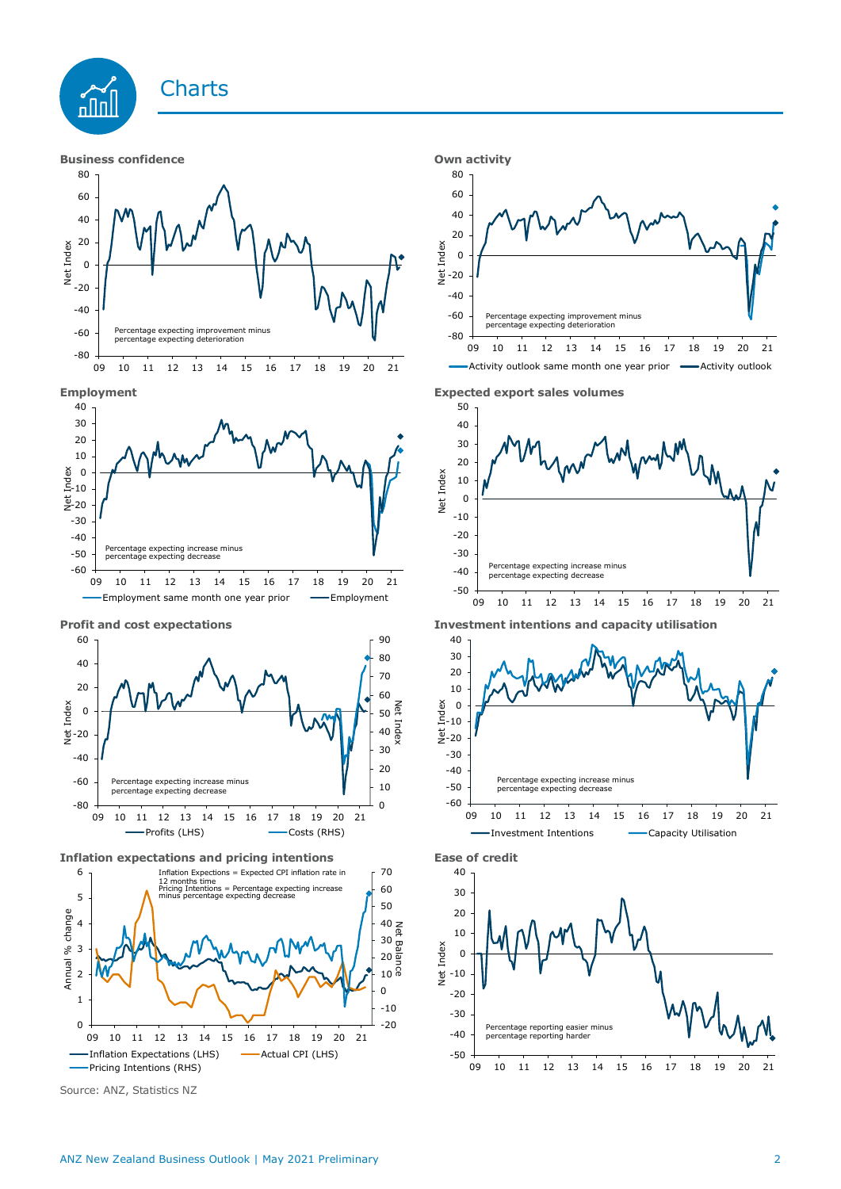# Charts

**Business confidence**

Net Index

Percentage expecting improvement minus percentage expecting deterioration

**Own activity**

Net Index

Percentage expecting improvement minus percentage expecting deterioration

Activity outlook same month one year prior — Activity outlook

**Employment**

Net Index

Percentage expecting increase minus percentage expecting decrease

Employment same month one year prior — Employment

**Expected export sales volumes**

Net Index

Percentage expecting increase minus percentage expecting decrease

**Profit and cost expectations**

Net Index

Percentage expecting increase minus percentage expecting decrease

Profits (LHS) — Costs (RHS)

**Investment intentions and capacity utilisation**

Net Index

Percentage expecting increase minus percentage expecting decrease

Investment Intentions — Capacity Utilisation

**Inflation expectations and pricing intentions**

Inflation Expectations = Expected CPI inflation rate in 12 months time
Pricing Intentions = Percentage expecting increase minus percentage expecting decrease

Annual % change — Net Balance

Inflation Expectations (LHS) — Actual CPI (LHS) — Pricing Intentions (RHS)

**Ease of credit**

Net Index

Percentage reporting easier minus percentage reporting harder

Source: ANZ, Statistics NZ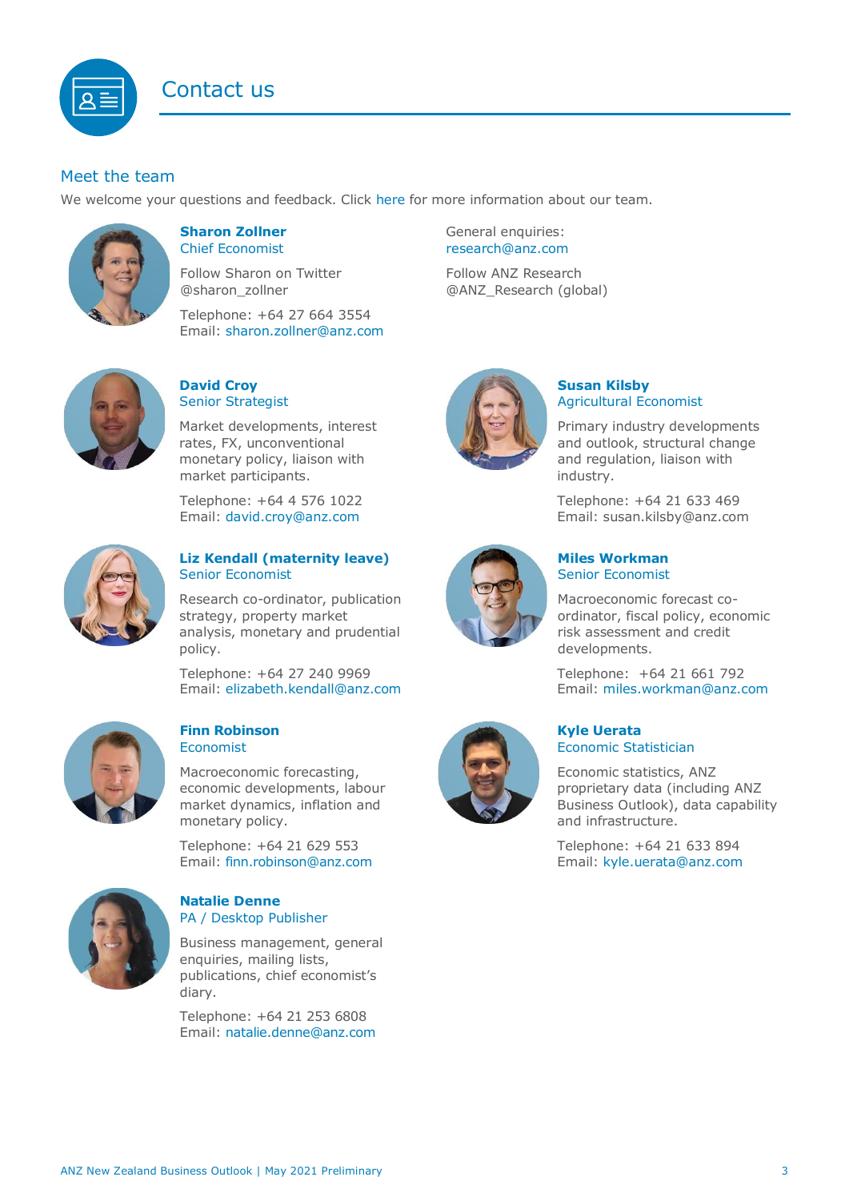# Contact us

## Meet the team

We welcome your questions and feedback. Click here for more information about our team.

**Sharon Zollner**
Chief Economist

Follow Sharon on Twitter
@sharon_zollner

Telephone: +64 27 664 3554
Email: sharon.zollner@anz.com

General enquiries:
research@anz.com

Follow ANZ Research
@ANZ_Research (global)

**David Croy**
Senior Strategist

Market developments, interest rates, FX, unconventional monetary policy, liaison with market participants.

Telephone: +64 4 576 1022
Email: david.croy@anz.com

**Susan Kilsby**
Agricultural Economist

Primary industry developments and outlook, structural change and regulation, liaison with industry.

Telephone: +64 21 633 469
Email: susan.kilsby@anz.com

**Liz Kendall (maternity leave)**
Senior Economist

Research co-ordinator, publication strategy, property market analysis, monetary and prudential policy.

Telephone: +64 27 240 9969
Email: elizabeth.kendall@anz.com

**Miles Workman**
Senior Economist

Macroeconomic forecast co-ordinator, fiscal policy, economic risk assessment and credit developments.

Telephone: +64 21 661 792
Email: miles.workman@anz.com

**Finn Robinson**
Economist

Macroeconomic forecasting, economic developments, labour market dynamics, inflation and monetary policy.

Telephone: +64 21 629 553
Email: finn.robinson@anz.com

**Kyle Uerata**
Economic Statistician

Economic statistics, ANZ proprietary data (including ANZ Business Outlook), data capability and infrastructure.

Telephone: +64 21 633 894
Email: kyle.uerata@anz.com

**Natalie Denne**
PA / Desktop Publisher

Business management, general enquiries, mailing lists, publications, chief economist's diary.

Telephone: +64 21 253 6808
Email: natalie.denne@anz.com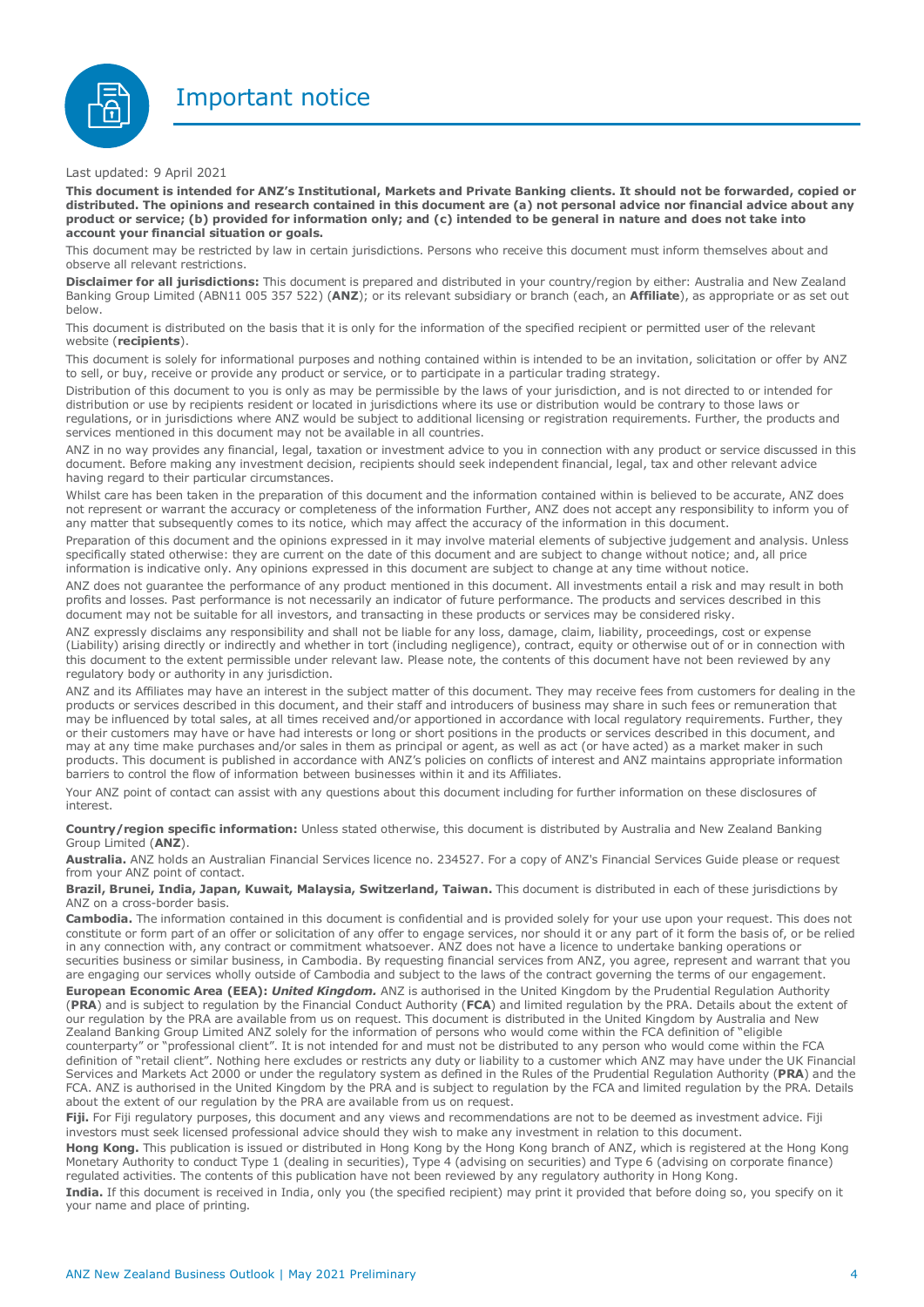# Important notice

Last updated: 9 April 2021

**This document is intended for ANZ's Institutional, Markets and Private Banking clients. It should not be forwarded, copied or distributed. The opinions and research contained in this document are (a) not personal advice nor financial advice about any product or service; (b) provided for information only; and (c) intended to be general in nature and does not take into account your financial situation or goals.**

This document may be restricted by law in certain jurisdictions. Persons who receive this document must inform themselves about and observe all relevant restrictions.

**Disclaimer for all jurisdictions:** This document is prepared and distributed in your country/region by either: Australia and New Zealand Banking Group Limited (ABN11 005 357 522) (**ANZ**); or its relevant subsidiary or branch (each, an **Affiliate**), as appropriate or as set out below.

This document is distributed on the basis that it is only for the information of the specified recipient or permitted user of the relevant website (**recipients**).

This document is solely for informational purposes and nothing contained within is intended to be an invitation, solicitation or offer by ANZ to sell, or buy, receive or provide any product or service, or to participate in a particular trading strategy.

Distribution of this document to you is only as may be permissible by the laws of your jurisdiction, and is not directed to or intended for distribution or use by recipients resident or located in jurisdictions where its use or distribution would be contrary to those laws or regulations, or in jurisdictions where ANZ would be subject to additional licensing or registration requirements. Further, the products and services mentioned in this document may not be available in all countries.

ANZ in no way provides any financial, legal, taxation or investment advice to you in connection with any product or service discussed in this document. Before making any investment decision, recipients should seek independent financial, legal, tax and other relevant advice having regard to their particular circumstances.

Whilst care has been taken in the preparation of this document and the information contained within is believed to be accurate, ANZ does not represent or warrant the accuracy or completeness of the information Further, ANZ does not accept any responsibility to inform you of any matter that subsequently comes to its notice, which may affect the accuracy of the information in this document.

Preparation of this document and the opinions expressed in it may involve material elements of subjective judgement and analysis. Unless specifically stated otherwise: they are current on the date of this document and are subject to change without notice; and, all price information is indicative only. Any opinions expressed in this document are subject to change at any time without notice.

ANZ does not guarantee the performance of any product mentioned in this document. All investments entail a risk and may result in both profits and losses. Past performance is not necessarily an indicator of future performance. The products and services described in this document may not be suitable for all investors, and transacting in these products or services may be considered risky.

ANZ expressly disclaims any responsibility and shall not be liable for any loss, damage, claim, liability, proceedings, cost or expense (Liability) arising directly or indirectly and whether in tort (including negligence), contract, equity or otherwise out of or in connection with this document to the extent permissible under relevant law. Please note, the contents of this document have not been reviewed by any regulatory body or authority in any jurisdiction.

ANZ and its Affiliates may have an interest in the subject matter of this document. They may receive fees from customers for dealing in the products or services described in this document, and their staff and introducers of business may share in such fees or remuneration that may be influenced by total sales, at all times received and/or apportioned in accordance with local regulatory requirements. Further, they or their customers may have or have had interests or long or short positions in the products or services described in this document, and may at any time make purchases and/or sales in them as principal or agent, as well as act (or have acted) as a market maker in such products. This document is published in accordance with ANZ's policies on conflicts of interest and ANZ maintains appropriate information barriers to control the flow of information between businesses within it and its Affiliates.

Your ANZ point of contact can assist with any questions about this document including for further information on these disclosures of interest.

**Country/region specific information:** Unless stated otherwise, this document is distributed by Australia and New Zealand Banking Group Limited (**ANZ**).

**Australia.** ANZ holds an Australian Financial Services licence no. 234527. For a copy of ANZ's Financial Services Guide please or request from your ANZ point of contact.

**Brazil, Brunei, India, Japan, Kuwait, Malaysia, Switzerland, Taiwan.** This document is distributed in each of these jurisdictions by ANZ on a cross-border basis.

**Cambodia.** The information contained in this document is confidential and is provided solely for your use upon your request. This does not constitute or form part of an offer or solicitation of any offer to engage services, nor should it or any part of it form the basis of, or be relied in any connection with, any contract or commitment whatsoever. ANZ does not have a licence to undertake banking operations or securities business or similar business, in Cambodia. By requesting financial services from ANZ, you agree, represent and warrant that you are engaging our services wholly outside of Cambodia and subject to the laws of the contract governing the terms of our engagement.

**European Economic Area (EEA):** ***United Kingdom.*** ANZ is authorised in the United Kingdom by the Prudential Regulation Authority (**PRA**) and is subject to regulation by the Financial Conduct Authority (**FCA**) and limited regulation by the PRA. Details about the extent of our regulation by the PRA are available from us on request. This document is distributed in the United Kingdom by Australia and New Zealand Banking Group Limited ANZ solely for the information of persons who would come within the FCA definition of "eligible counterparty" or "professional client". It is not intended for and must not be distributed to any person who would come within the FCA definition of "retail client". Nothing here excludes or restricts any duty or liability to a customer which ANZ may have under the UK Financial Services and Markets Act 2000 or under the regulatory system as defined in the Rules of the Prudential Regulation Authority (**PRA**) and the FCA. ANZ is authorised in the United Kingdom by the PRA and is subject to regulation by the FCA and limited regulation by the PRA. Details about the extent of our regulation by the PRA are available from us on request.

**Fiji.** For Fiji regulatory purposes, this document and any views and recommendations are not to be deemed as investment advice. Fiji investors must seek licensed professional advice should they wish to make any investment in relation to this document.

**Hong Kong.** This publication is issued or distributed in Hong Kong by the Hong Kong branch of ANZ, which is registered at the Hong Kong Monetary Authority to conduct Type 1 (dealing in securities), Type 4 (advising on securities) and Type 6 (advising on corporate finance) regulated activities. The contents of this publication have not been reviewed by any regulatory authority in Hong Kong.

**India.** If this document is received in India, only you (the specified recipient) may print it provided that before doing so, you specify on it your name and place of printing.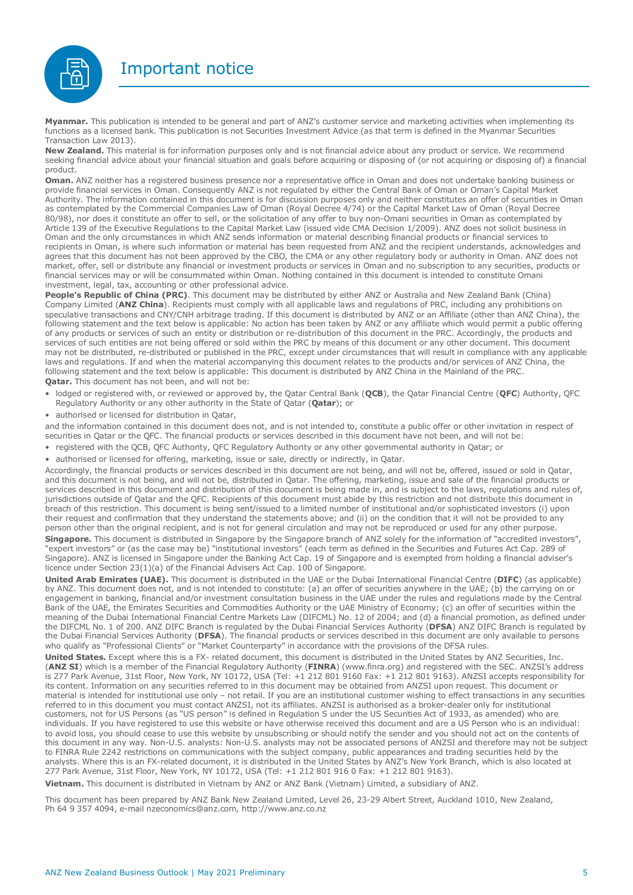# Important notice

**Myanmar.** This publication is intended to be general and part of ANZ's customer service and marketing activities when implementing its functions as a licensed bank. This publication is not Securities Investment Advice (as that term is defined in the Myanmar Securities Transaction Law 2013).

**New Zealand.** This material is for information purposes only and is not financial advice about any product or service. We recommend seeking financial advice about your financial situation and goals before acquiring or disposing of (or not acquiring or disposing of) a financial product.

**Oman.** ANZ neither has a registered business presence nor a representative office in Oman and does not undertake banking business or provide financial services in Oman. Consequently ANZ is not regulated by either the Central Bank of Oman or Oman's Capital Market Authority. The information contained in this document is for discussion purposes only and neither constitutes an offer of securities in Oman as contemplated by the Commercial Companies Law of Oman (Royal Decree 4/74) or the Capital Market Law of Oman (Royal Decree 80/98), nor does it constitute an offer to sell, or the solicitation of any offer to buy non-Omani securities in Oman as contemplated by Article 139 of the Executive Regulations to the Capital Market Law (issued vide CMA Decision 1/2009). ANZ does not solicit business in Oman and the only circumstances in which ANZ sends information or material describing financial products or financial services to recipients in Oman, is where such information or material has been requested from ANZ and the recipient understands, acknowledges and agrees that this document has not been approved by the CBO, the CMA or any other regulatory body or authority in Oman. ANZ does not market, offer, sell or distribute any financial or investment products or services in Oman and no subscription to any securities, products or financial services may or will be consummated within Oman. Nothing contained in this document is intended to constitute Omani investment, legal, tax, accounting or other professional advice.

**People's Republic of China (PRC)**. This document may be distributed by either ANZ or Australia and New Zealand Bank (China) Company Limited (**ANZ China**). Recipients must comply with all applicable laws and regulations of PRC, including any prohibitions on speculative transactions and CNY/CNH arbitrage trading. If this document is distributed by ANZ or an Affiliate (other than ANZ China), the following statement and the text below is applicable: No action has been taken by ANZ or any affiliate which would permit a public offering of any products or services of such an entity or distribution or re-distribution of this document in the PRC. Accordingly, the products and services of such entities are not being offered or sold within the PRC by means of this document or any other document. This document may not be distributed, re-distributed or published in the PRC, except under circumstances that will result in compliance with any applicable laws and regulations. If and when the material accompanying this document relates to the products and/or services of ANZ China, the following statement and the text below is applicable: This document is distributed by ANZ China in the Mainland of the PRC.

**Qatar.** This document has not been, and will not be:

- lodged or registered with, or reviewed or approved by, the Qatar Central Bank (**QCB**), the Qatar Financial Centre (**QFC**) Authority, QFC Regulatory Authority or any other authority in the State of Qatar (**Qatar**); or
- authorised or licensed for distribution in Qatar,

and the information contained in this document does not, and is not intended to, constitute a public offer or other invitation in respect of securities in Qatar or the QFC. The financial products or services described in this document have not been, and will not be:

- registered with the QCB, QFC Authority, QFC Regulatory Authority or any other governmental authority in Qatar; or
- authorised or licensed for offering, marketing, issue or sale, directly or indirectly, in Qatar.

Accordingly, the financial products or services described in this document are not being, and will not be, offered, issued or sold in Qatar, and this document is not being, and will not be, distributed in Qatar. The offering, marketing, issue and sale of the financial products or services described in this document and distribution of this document is being made in, and is subject to the laws, regulations and rules of, jurisdictions outside of Qatar and the QFC. Recipients of this document must abide by this restriction and not distribute this document in breach of this restriction. This document is being sent/issued to a limited number of institutional and/or sophisticated investors (i) upon their request and confirmation that they understand the statements above; and (ii) on the condition that it will not be provided to any person other than the original recipient, and is not for general circulation and may not be reproduced or used for any other purpose.

**Singapore.** This document is distributed in Singapore by the Singapore branch of ANZ solely for the information of "accredited investors", "expert investors" or (as the case may be) "institutional investors" (each term as defined in the Securities and Futures Act Cap. 289 of Singapore). ANZ is licensed in Singapore under the Banking Act Cap. 19 of Singapore and is exempted from holding a financial adviser's licence under Section 23(1)(a) of the Financial Advisers Act Cap. 100 of Singapore.

**United Arab Emirates (UAE).** This document is distributed in the UAE or the Dubai International Financial Centre (**DIFC**) (as applicable) by ANZ. This document does not, and is not intended to constitute: (a) an offer of securities anywhere in the UAE; (b) the carrying on or engagement in banking, financial and/or investment consultation business in the UAE under the rules and regulations made by the Central Bank of the UAE, the Emirates Securities and Commodities Authority or the UAE Ministry of Economy; (c) an offer of securities within the meaning of the Dubai International Financial Centre Markets Law (DIFCML) No. 12 of 2004; and (d) a financial promotion, as defined under the DIFCML No. 1 of 200. ANZ DIFC Branch is regulated by the Dubai Financial Services Authority (**DFSA**) ANZ DIFC Branch is regulated by the Dubai Financial Services Authority (**DFSA**). The financial products or services described in this document are only available to persons who qualify as "Professional Clients" or "Market Counterparty" in accordance with the provisions of the DFSA rules.

**United States.** Except where this is a FX- related document, this document is distributed in the United States by ANZ Securities, Inc. (**ANZ SI**) which is a member of the Financial Regulatory Authority (**FINRA**) (www.finra.org) and registered with the SEC. ANZSI's address is 277 Park Avenue, 31st Floor, New York, NY 10172, USA (Tel: +1 212 801 9160 Fax: +1 212 801 9163). ANZSI accepts responsibility for its content. Information on any securities referred to in this document may be obtained from ANZSI upon request. This document or material is intended for institutional use only – not retail. If you are an institutional customer wishing to effect transactions in any securities referred to in this document you must contact ANZSI, not its affiliates. ANZSI is authorised as a broker-dealer only for institutional customers, not for US Persons (as "US person" is defined in Regulation S under the US Securities Act of 1933, as amended) who are individuals. If you have registered to use this website or have otherwise received this document and are a US Person who is an individual: to avoid loss, you should cease to use this website by unsubscribing or should notify the sender and you should not act on the contents of this document in any way. Non-U.S. analysts: Non-U.S. analysts may not be associated persons of ANZSI and therefore may not be subject to FINRA Rule 2242 restrictions on communications with the subject company, public appearances and trading securities held by the analysts. Where this is an FX-related document, it is distributed in the United States by ANZ's New York Branch, which is also located at 277 Park Avenue, 31st Floor, New York, NY 10172, USA (Tel: +1 212 801 916 0 Fax: +1 212 801 9163).

**Vietnam.** This document is distributed in Vietnam by ANZ or ANZ Bank (Vietnam) Limited, a subsidiary of ANZ.

This document has been prepared by ANZ Bank New Zealand Limited, Level 26, 23-29 Albert Street, Auckland 1010, New Zealand, Ph 64 9 357 4094, e-mail nzeconomics@anz.com, http://www.anz.co.nz